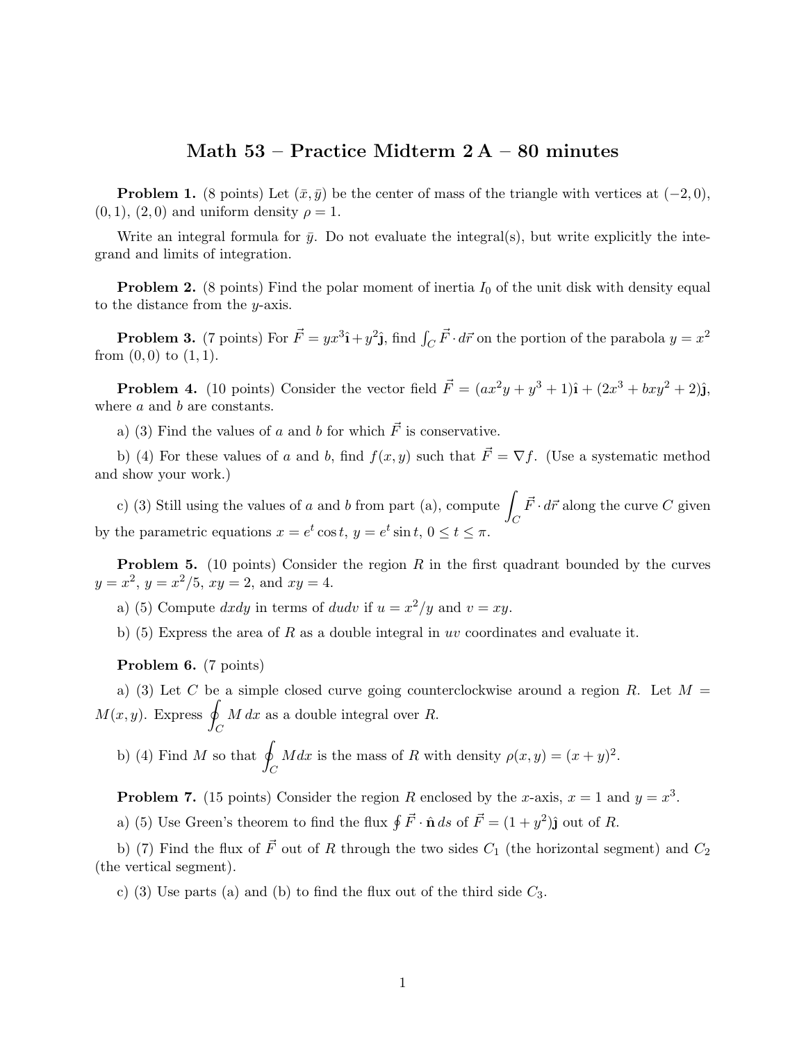# Math 53 – Practice Midterm 2 A – 80 minutes

**Problem 1.** (8 points) Let $(\bar{x}, \bar{y})$ be the center of mass of the triangle with vertices at $(-2, 0)$, $(0, 1)$, $(2, 0)$ and uniform density $\rho = 1$.

Write an integral formula for $\bar{y}$. Do not evaluate the integral(s), but write explicitly the integrand and limits of integration.

**Problem 2.** (8 points) Find the polar moment of inertia $I_0$ of the unit disk with density equal to the distance from the $y$-axis.

**Problem 3.** (7 points) For $\vec{F} = yx^3\hat{\mathbf{i}} + y^2\hat{\mathbf{j}}$, find $\int_C \vec{F} \cdot d\vec{r}$ on the portion of the parabola $y = x^2$ from $(0, 0)$ to $(1, 1)$.

**Problem 4.** (10 points) Consider the vector field $\vec{F} = (ax^2y + y^3 + 1)\hat{\mathbf{i}} + (2x^3 + bxy^2 + 2)\hat{\mathbf{j}}$, where $a$ and $b$ are constants.

a) (3) Find the values of $a$ and $b$ for which $\vec{F}$ is conservative.

b) (4) For these values of $a$ and $b$, find $f(x, y)$ such that $\vec{F} = \nabla f$. (Use a systematic method and show your work.)

c) (3) Still using the values of $a$ and $b$ from part (a), compute $\displaystyle\int_C \vec{F} \cdot d\vec{r}$ along the curve $C$ given by the parametric equations $x = e^t \cos t$, $y = e^t \sin t$, $0 \leq t \leq \pi$.

**Problem 5.** (10 points) Consider the region $R$ in the first quadrant bounded by the curves $y = x^2$, $y = x^2/5$, $xy = 2$, and $xy = 4$.

a) (5) Compute $dxdy$ in terms of $dudv$ if $u = x^2/y$ and $v = xy$.

b) (5) Express the area of $R$ as a double integral in $uv$ coordinates and evaluate it.

**Problem 6.** (7 points)

a) (3) Let $C$ be a simple closed curve going counterclockwise around a region $R$. Let $M = M(x, y)$. Express $\displaystyle\oint_C M\,dx$ as a double integral over $R$.

b) (4) Find $M$ so that $\displaystyle\oint_C M dx$ is the mass of $R$ with density $\rho(x, y) = (x + y)^2$.

**Problem 7.** (15 points) Consider the region $R$ enclosed by the $x$-axis, $x = 1$ and $y = x^3$.

a) (5) Use Green's theorem to find the flux $\oint \vec{F} \cdot \hat{\mathbf{n}}\,ds$ of $\vec{F} = (1 + y^2)\hat{\mathbf{j}}$ out of $R$.

b) (7) Find the flux of $\vec{F}$ out of $R$ through the two sides $C_1$ (the horizontal segment) and $C_2$ (the vertical segment).

c) (3) Use parts (a) and (b) to find the flux out of the third side $C_3$.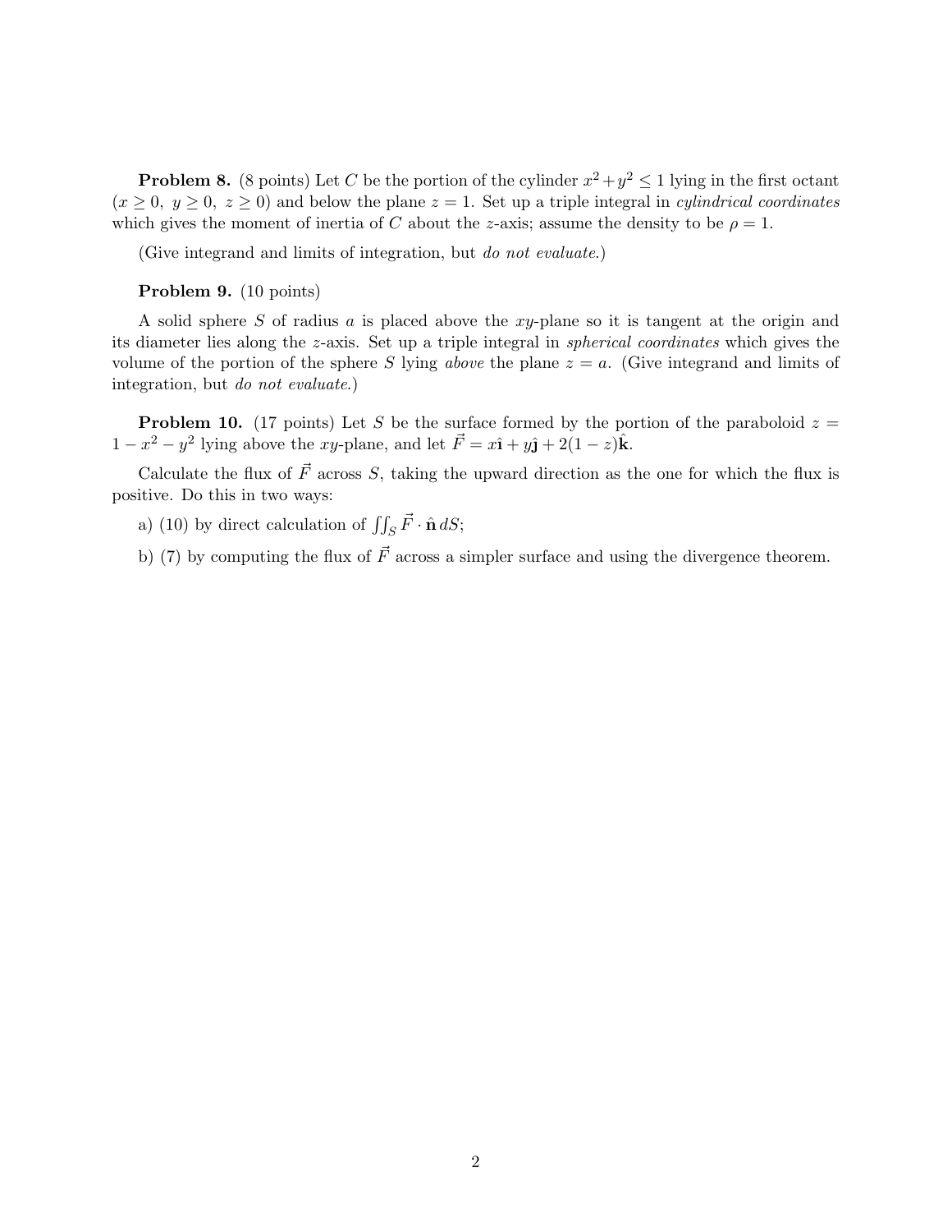**Problem 8.** (8 points) Let $C$ be the portion of the cylinder $x^2 + y^2 \leq 1$ lying in the first octant ($x \geq 0,\ y \geq 0,\ z \geq 0$) and below the plane $z = 1$. Set up a triple integral in *cylindrical coordinates* which gives the moment of inertia of $C$ about the $z$-axis; assume the density to be $\rho = 1$.

(Give integrand and limits of integration, but *do not evaluate*.)

**Problem 9.** (10 points)

A solid sphere $S$ of radius $a$ is placed above the $xy$-plane so it is tangent at the origin and its diameter lies along the $z$-axis. Set up a triple integral in *spherical coordinates* which gives the volume of the portion of the sphere $S$ lying *above* the plane $z = a$. (Give integrand and limits of integration, but *do not evaluate*.)

**Problem 10.** (17 points) Let $S$ be the surface formed by the portion of the paraboloid $z = 1 - x^2 - y^2$ lying above the $xy$-plane, and let $\vec{F} = x\hat{\mathbf{i}} + y\hat{\mathbf{j}} + 2(1-z)\hat{\mathbf{k}}$.

Calculate the flux of $\vec{F}$ across $S$, taking the upward direction as the one for which the flux is positive. Do this in two ways:

a) (10) by direct calculation of $\iint_S \vec{F} \cdot \hat{\mathbf{n}}\, dS$;

b) (7) by computing the flux of $\vec{F}$ across a simpler surface and using the divergence theorem.